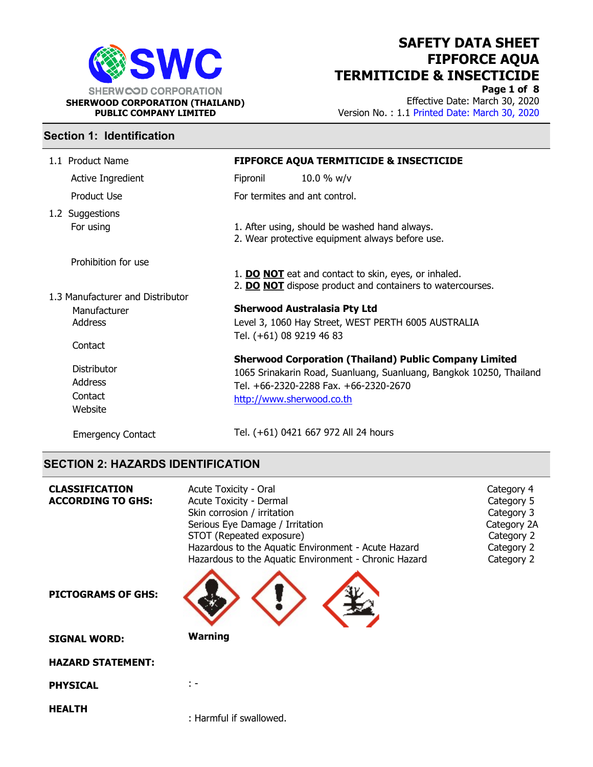**SHERWOOD CORPORATION (THAILAND) PUBLIC COMPANY LIMITED**

# SAFETY DATA SHEET FIPFORCE AQUA TERMITICIDE & INSECTICIDE

Effective Date: March 30, 2020
Version No. : 1.1 Printed Date: March 30, 2020

## Section 1: Identification

| | |
|---|---|
| 1.1 Product Name | **FIPFORCE AQUA TERMITICIDE & INSECTICIDE** |
| Active Ingredient | Fipronil 10.0 % w/v |
| Product Use | For termites and ant control. |
| 1.2 Suggestions For using | 1. After using, should be washed hand always.<br>2. Wear protective equipment always before use. |
| Prohibition for use | 1. **DO NOT** eat and contact to skin, eyes, or inhaled.<br>2. **DO NOT** dispose product and containers to watercourses. |
| 1.3 Manufacturer and Distributor | |
| Manufacturer | **Sherwood Australasia Pty Ltd** |
| Address | Level 3, 1060 Hay Street, WEST PERTH 6005 AUSTRALIA |
| Contact | Tel. (+61) 08 9219 46 83 |
| Distributor | **Sherwood Corporation (Thailand) Public Company Limited** |
| Address | 1065 Srinakarin Road, Suanluang, Suanluang, Bangkok 10250, Thailand |
| Contact | Tel. +66-2320-2288 Fax. +66-2320-2670 |
| Website | http://www.sherwood.co.th |
| Emergency Contact | Tel. (+61) 0421 667 972 All 24 hours |

## SECTION 2: HAZARDS IDENTIFICATION

**CLASSIFICATION ACCORDING TO GHS:**

| Hazard | Category |
|---|---|
| Acute Toxicity - Oral | Category 4 |
| Acute Toxicity - Dermal | Category 5 |
| Skin corrosion / irritation | Category 3 |
| Serious Eye Damage / Irritation | Category 2A |
| STOT (Repeated exposure) | Category 2 |
| Hazardous to the Aquatic Environment - Acute Hazard | Category 2 |
| Hazardous to the Aquatic Environment - Chronic Hazard | Category 2 |

**PICTOGRAMS OF GHS:**

**SIGNAL WORD:** **Warning**

**HAZARD STATEMENT:**

**PHYSICAL** : -

**HEALTH** : Harmful if swallowed.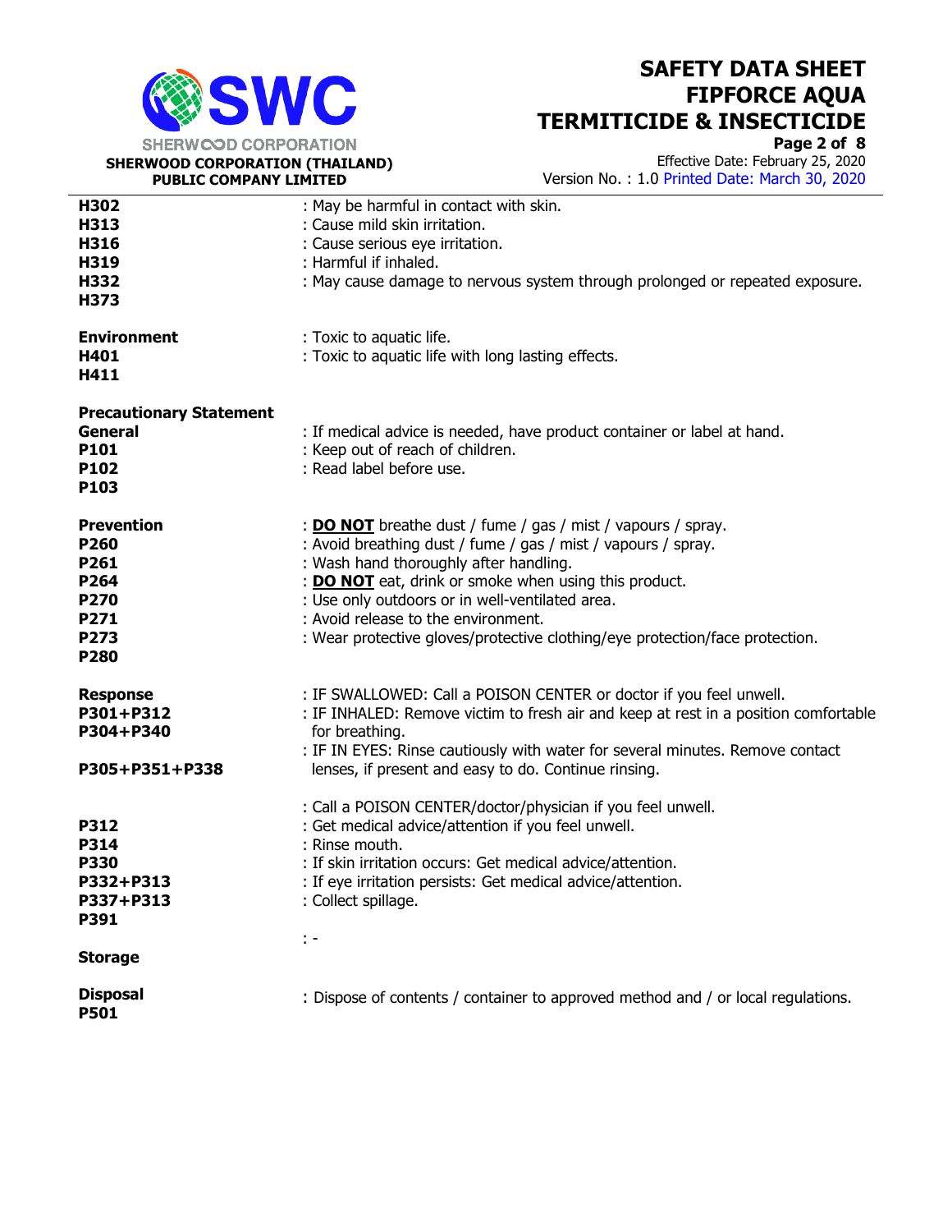**H302** : May be harmful in contact with skin.
**H313** : Cause mild skin irritation.
**H316** : Cause serious eye irritation.
**H319** : Harmful if inhaled.
**H332** : May cause damage to nervous system through prolonged or repeated exposure.
**H373**

**Environment** : Toxic to aquatic life.
**H401** : Toxic to aquatic life with long lasting effects.
**H411**

**Precautionary Statement**

**General** : If medical advice is needed, have product container or label at hand.
**P101** : Keep out of reach of children.
**P102** : Read label before use.
**P103**

**Prevention** : **DO NOT** breathe dust / fume / gas / mist / vapours / spray.
**P260** : Avoid breathing dust / fume / gas / mist / vapours / spray.
**P261** : Wash hand thoroughly after handling.
**P264** : **DO NOT** eat, drink or smoke when using this product.
**P270** : Use only outdoors or in well-ventilated area.
**P271** : Avoid release to the environment.
**P273** : Wear protective gloves/protective clothing/eye protection/face protection.
**P280**

**Response** : IF SWALLOWED: Call a POISON CENTER or doctor if you feel unwell.
**P301+P312** : IF INHALED: Remove victim to fresh air and keep at rest in a position comfortable for breathing.
**P304+P340** : IF IN EYES: Rinse cautiously with water for several minutes. Remove contact lenses, if present and easy to do. Continue rinsing.
**P305+P351+P338** : Call a POISON CENTER/doctor/physician if you feel unwell.
**P312** : Get medical advice/attention if you feel unwell.
**P314** : Rinse mouth.
**P330** : If skin irritation occurs: Get medical advice/attention.
**P332+P313** : If eye irritation persists: Get medical advice/attention.
**P337+P313** : Collect spillage.
**P391**

**Storage** : -

**Disposal** : Dispose of contents / container to approved method and / or local regulations.
**P501**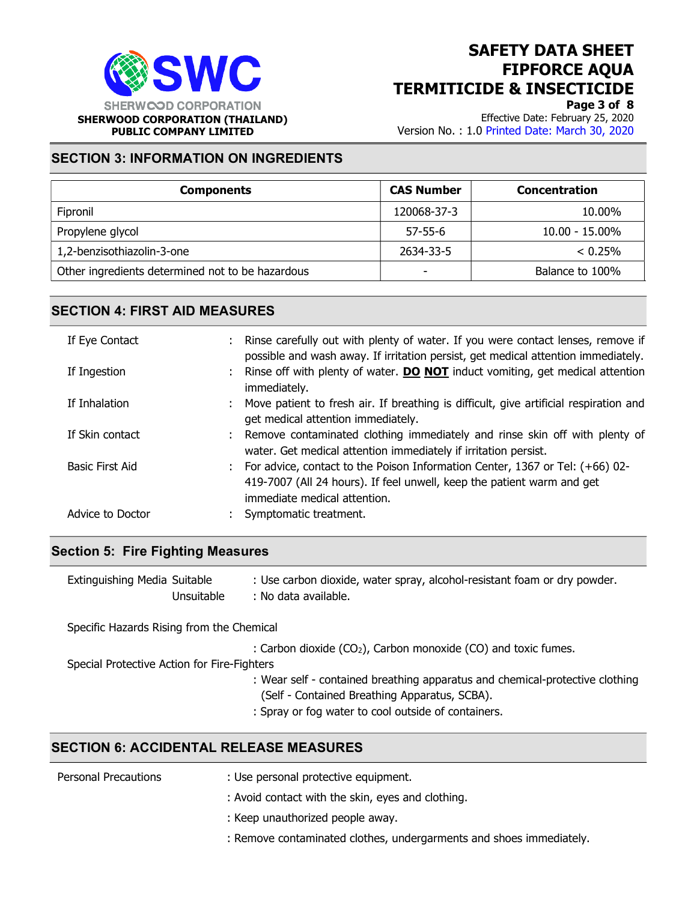## SECTION 3: INFORMATION ON INGREDIENTS

| Components | CAS Number | Concentration |
|---|---|---|
| Fipronil | 120068-37-3 | 10.00% |
| Propylene glycol | 57-55-6 | 10.00 - 15.00% |
| 1,2-benzisothiazolin-3-one | 2634-33-5 | < 0.25% |
| Other ingredients determined not to be hazardous | - | Balance to 100% |

## SECTION 4: FIRST AID MEASURES

If Eye Contact : Rinse carefully out with plenty of water. If you were contact lenses, remove if possible and wash away. If irritation persist, get medical attention immediately.

If Ingestion : Rinse off with plenty of water. **DO NOT** induct vomiting, get medical attention immediately.

If Inhalation : Move patient to fresh air. If breathing is difficult, give artificial respiration and get medical attention immediately.

If Skin contact : Remove contaminated clothing immediately and rinse skin off with plenty of water. Get medical attention immediately if irritation persist.

Basic First Aid : For advice, contact to the Poison Information Center, 1367 or Tel: (+66) 02-419-7007 (All 24 hours). If feel unwell, keep the patient warm and get immediate medical attention.

Advice to Doctor : Symptomatic treatment.

## Section 5: Fire Fighting Measures

Extinguishing Media Suitable : Use carbon dioxide, water spray, alcohol-resistant foam or dry powder.

Unsuitable : No data available.

Specific Hazards Rising from the Chemical

: Carbon dioxide ($CO_2$), Carbon monoxide (CO) and toxic fumes.

Special Protective Action for Fire-Fighters

: Wear self - contained breathing apparatus and chemical-protective clothing (Self - Contained Breathing Apparatus, SCBA).

: Spray or fog water to cool outside of containers.

## SECTION 6: ACCIDENTAL RELEASE MEASURES

Personal Precautions : Use personal protective equipment.

: Avoid contact with the skin, eyes and clothing.

: Keep unauthorized people away.

: Remove contaminated clothes, undergarments and shoes immediately.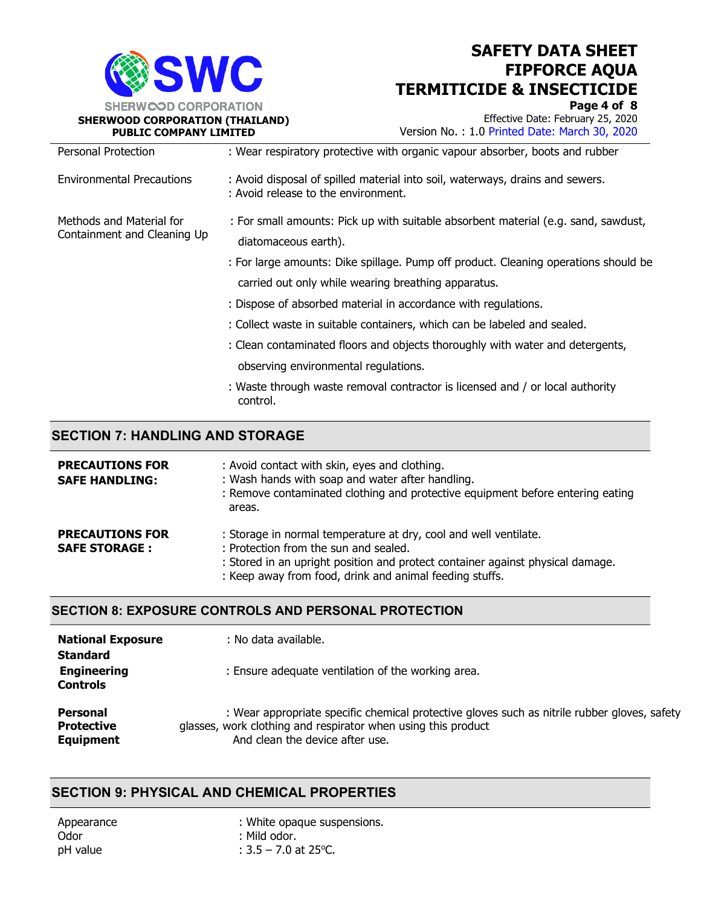| | |
|---|---|
| Personal Protection | : Wear respiratory protective with organic vapour absorber, boots and rubber |
| Environmental Precautions | : Avoid disposal of spilled material into soil, waterways, drains and sewers.<br>: Avoid release to the environment. |
| Methods and Material for Containment and Cleaning Up | : For small amounts: Pick up with suitable absorbent material (e.g. sand, sawdust, diatomaceous earth).<br>: For large amounts: Dike spillage. Pump off product. Cleaning operations should be carried out only while wearing breathing apparatus.<br>: Dispose of absorbed material in accordance with regulations.<br>: Collect waste in suitable containers, which can be labeled and sealed.<br>: Clean contaminated floors and objects thoroughly with water and detergents, observing environmental regulations.<br>: Waste through waste removal contractor is licensed and / or local authority control. |

## SECTION 7: HANDLING AND STORAGE

| | |
|---|---|
| **PRECAUTIONS FOR SAFE HANDLING:** | : Avoid contact with skin, eyes and clothing.<br>: Wash hands with soap and water after handling.<br>: Remove contaminated clothing and protective equipment before entering eating areas. |
| **PRECAUTIONS FOR SAFE STORAGE :** | : Storage in normal temperature at dry, cool and well ventilate.<br>: Protection from the sun and sealed.<br>: Stored in an upright position and protect container against physical damage.<br>: Keep away from food, drink and animal feeding stuffs. |

## SECTION 8: EXPOSURE CONTROLS AND PERSONAL PROTECTION

| | |
|---|---|
| **National Exposure Standard** | : No data available. |
| **Engineering Controls** | : Ensure adequate ventilation of the working area. |
| **Personal Protective Equipment** | : Wear appropriate specific chemical protective gloves such as nitrile rubber gloves, safety glasses, work clothing and respirator when using this product And clean the device after use. |

## SECTION 9: PHYSICAL AND CHEMICAL PROPERTIES

| | |
|---|---|
| Appearance | : White opaque suspensions. |
| Odor | : Mild odor. |
| pH value | : 3.5 – 7.0 at 25°C. |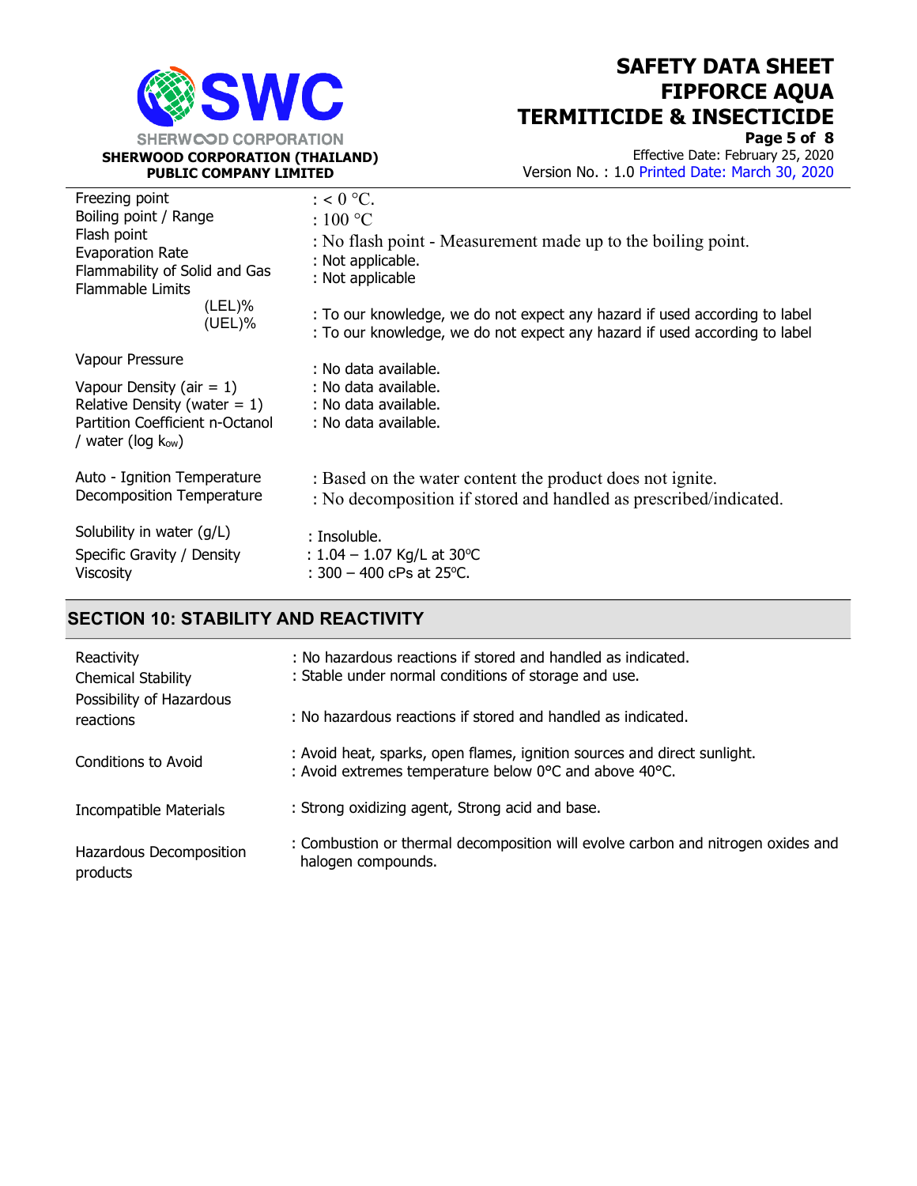| Property | Value |
|---|---|
| Freezing point | : < 0 °C. |
| Boiling point / Range | : 100 °C |
| Flash point | : No flash point - Measurement made up to the boiling point. |
| Evaporation Rate | : Not applicable. |
| Flammability of Solid and Gas | : Not applicable |
| Flammable Limits | |
| (LEL)% | : To our knowledge, we do not expect any hazard if used according to label |
| (UEL)% | : To our knowledge, we do not expect any hazard if used according to label |
| Vapour Pressure | : No data available. |
| Vapour Density (air = 1) | : No data available. |
| Relative Density (water = 1) | : No data available. |
| Partition Coefficient n-Octanol / water (log $k_{ow}$) | : No data available. |
| Auto - Ignition Temperature | : Based on the water content the product does not ignite. |
| Decomposition Temperature | : No decomposition if stored and handled as prescribed/indicated. |
| Solubility in water (g/L) | : Insoluble. |
| Specific Gravity / Density | : 1.04 – 1.07 Kg/L at 30°C |
| Viscosity | : 300 – 400 cPs at 25°C. |

## SECTION 10: STABILITY AND REACTIVITY

| Property | Value |
|---|---|
| Reactivity | : No hazardous reactions if stored and handled as indicated. |
| Chemical Stability | : Stable under normal conditions of storage and use. |
| Possibility of Hazardous reactions | : No hazardous reactions if stored and handled as indicated. |
| Conditions to Avoid | : Avoid heat, sparks, open flames, ignition sources and direct sunlight.<br>: Avoid extremes temperature below 0°C and above 40°C. |
| Incompatible Materials | : Strong oxidizing agent, Strong acid and base. |
| Hazardous Decomposition products | : Combustion or thermal decomposition will evolve carbon and nitrogen oxides and halogen compounds. |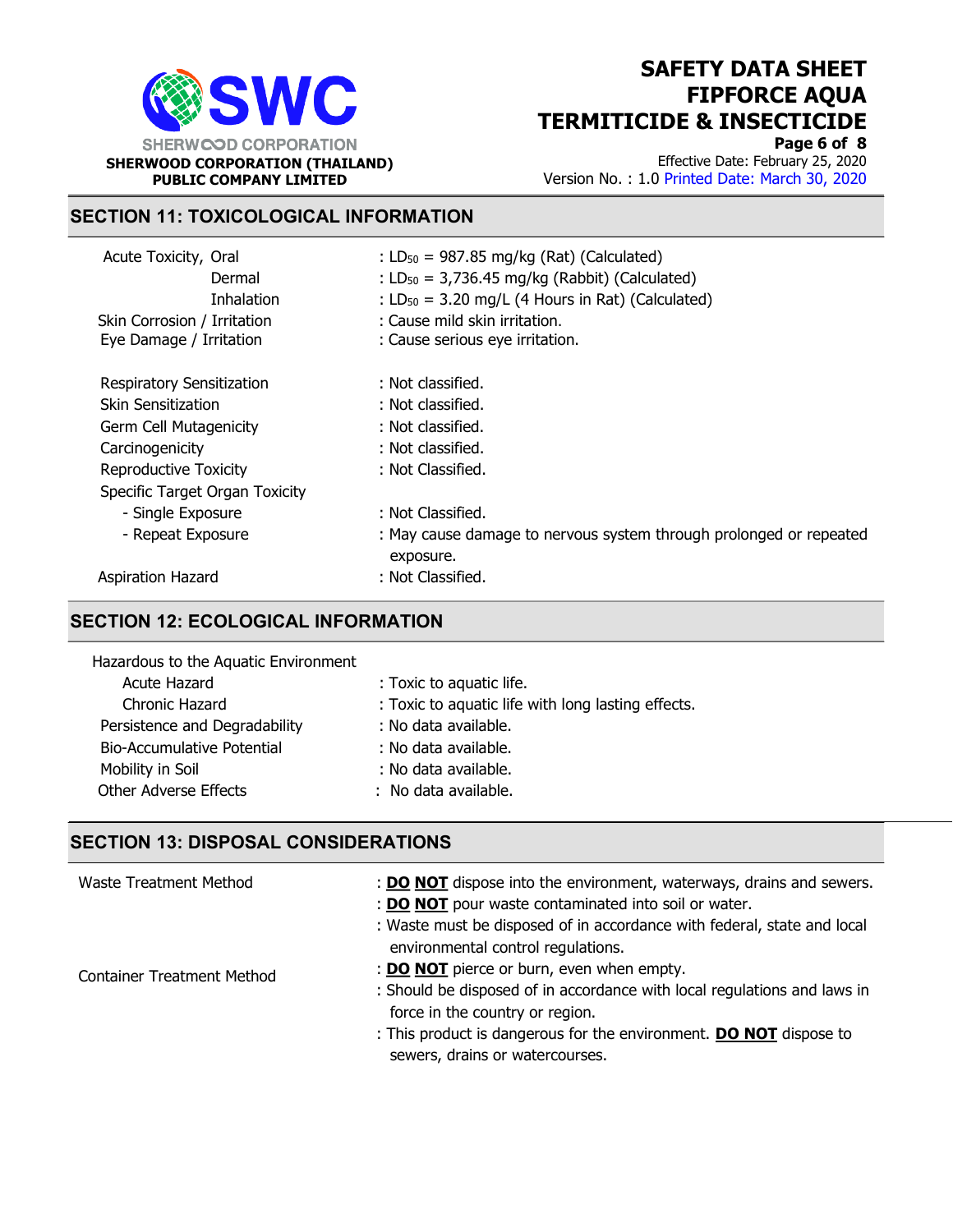## SECTION 11: TOXICOLOGICAL INFORMATION

| | |
|---|---|
| Acute Toxicity, Oral | : $LD_{50}$ = 987.85 mg/kg (Rat) (Calculated) |
| Dermal | : $LD_{50}$ = 3,736.45 mg/kg (Rabbit) (Calculated) |
| Inhalation | : $LD_{50}$ = 3.20 mg/L (4 Hours in Rat) (Calculated) |
| Skin Corrosion / Irritation | : Cause mild skin irritation. |
| Eye Damage / Irritation | : Cause serious eye irritation. |
| Respiratory Sensitization | : Not classified. |
| Skin Sensitization | : Not classified. |
| Germ Cell Mutagenicity | : Not classified. |
| Carcinogenicity | : Not classified. |
| Reproductive Toxicity | : Not Classified. |
| Specific Target Organ Toxicity | |
| - Single Exposure | : Not Classified. |
| - Repeat Exposure | : May cause damage to nervous system through prolonged or repeated exposure. |
| Aspiration Hazard | : Not Classified. |

## SECTION 12: ECOLOGICAL INFORMATION

| | |
|---|---|
| Hazardous to the Aquatic Environment | |
| Acute Hazard | : Toxic to aquatic life. |
| Chronic Hazard | : Toxic to aquatic life with long lasting effects. |
| Persistence and Degradability | : No data available. |
| Bio-Accumulative Potential | : No data available. |
| Mobility in Soil | : No data available. |
| Other Adverse Effects | : No data available. |

## SECTION 13: DISPOSAL CONSIDERATIONS

**Waste Treatment Method**

: **DO NOT** dispose into the environment, waterways, drains and sewers.
: **DO NOT** pour waste contaminated into soil or water.
: Waste must be disposed of in accordance with federal, state and local environmental control regulations.

**Container Treatment Method**

: **DO NOT** pierce or burn, even when empty.
: Should be disposed of in accordance with local regulations and laws in force in the country or region.
: This product is dangerous for the environment. **DO NOT** dispose to sewers, drains or watercourses.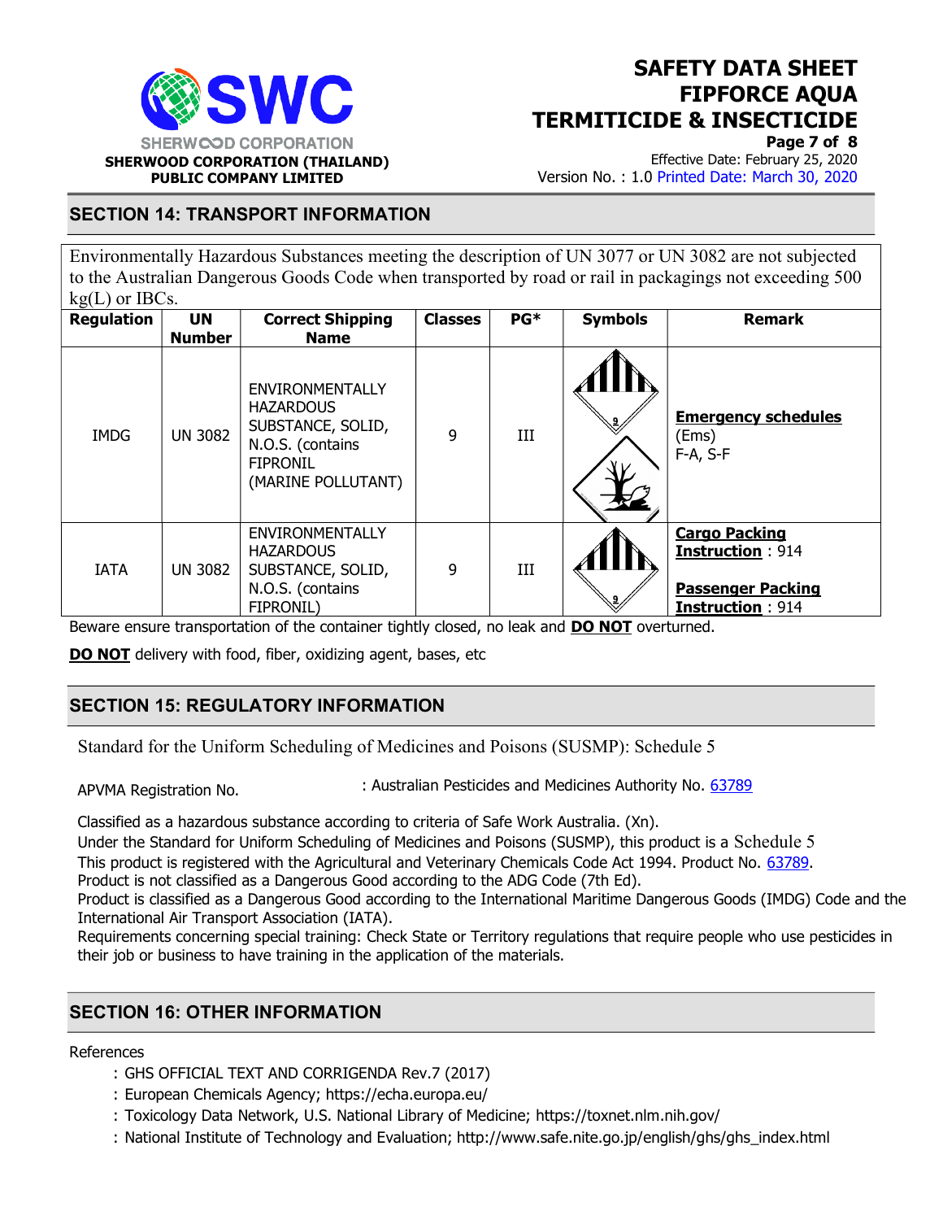## SECTION 14: TRANSPORT INFORMATION

Environmentally Hazardous Substances meeting the description of UN 3077 or UN 3082 are not subjected to the Australian Dangerous Goods Code when transported by road or rail in packagings not exceeding 500 kg(L) or IBCs.

| Regulation | UN Number | Correct Shipping Name | Classes | PG* | Symbols | Remark |
|---|---|---|---|---|---|---|
| IMDG | UN 3082 | ENVIRONMENTALLY HAZARDOUS SUBSTANCE, SOLID, N.O.S. (contains FIPRONIL) (MARINE POLLUTANT) | 9 | III | | **Emergency schedules** (Ems) F-A, S-F |
| IATA | UN 3082 | ENVIRONMENTALLY HAZARDOUS SUBSTANCE, SOLID, N.O.S. (contains FIPRONIL) | 9 | III | | **Cargo Packing Instruction** : 914<br>**Passenger Packing Instruction** : 914 |

Beware ensure transportation of the container tightly closed, no leak and **DO NOT** overturned.

**DO NOT** delivery with food, fiber, oxidizing agent, bases, etc

## SECTION 15: REGULATORY INFORMATION

Standard for the Uniform Scheduling of Medicines and Poisons (SUSMP): Schedule 5

APVMA Registration No. : Australian Pesticides and Medicines Authority No. 63789

Classified as a hazardous substance according to criteria of Safe Work Australia. (Xn).
Under the Standard for Uniform Scheduling of Medicines and Poisons (SUSMP), this product is a Schedule 5
This product is registered with the Agricultural and Veterinary Chemicals Code Act 1994. Product No. 63789.
Product is not classified as a Dangerous Good according to the ADG Code (7th Ed).
Product is classified as a Dangerous Good according to the International Maritime Dangerous Goods (IMDG) Code and the International Air Transport Association (IATA).
Requirements concerning special training: Check State or Territory regulations that require people who use pesticides in their job or business to have training in the application of the materials.

## SECTION 16: OTHER INFORMATION

References

: GHS OFFICIAL TEXT AND CORRIGENDA Rev.7 (2017)
: European Chemicals Agency; https://echa.europa.eu/
: Toxicology Data Network, U.S. National Library of Medicine; https://toxnet.nlm.nih.gov/
: National Institute of Technology and Evaluation; http://www.safe.nite.go.jp/english/ghs/ghs_index.html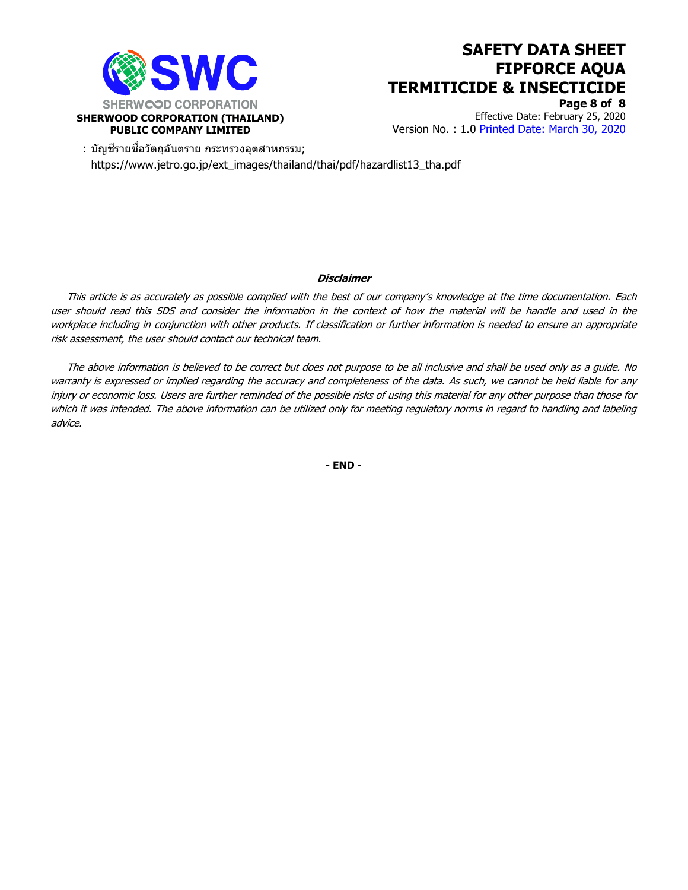: บัญชีรายชื่อวัตถุอันตราย กระทรวงอุตสาหกรรม;
https://www.jetro.go.jp/ext_images/thailand/thai/pdf/hazardlist13_tha.pdf

***Disclaimer***

*This article is as accurately as possible complied with the best of our company's knowledge at the time documentation. Each user should read this SDS and consider the information in the context of how the material will be handle and used in the workplace including in conjunction with other products. If classification or further information is needed to ensure an appropriate risk assessment, the user should contact our technical team.*

*The above information is believed to be correct but does not purpose to be all inclusive and shall be used only as a guide. No warranty is expressed or implied regarding the accuracy and completeness of the data. As such, we cannot be held liable for any injury or economic loss. Users are further reminded of the possible risks of using this material for any other purpose than those for which it was intended. The above information can be utilized only for meeting regulatory norms in regard to handling and labeling advice.*

**- END -**